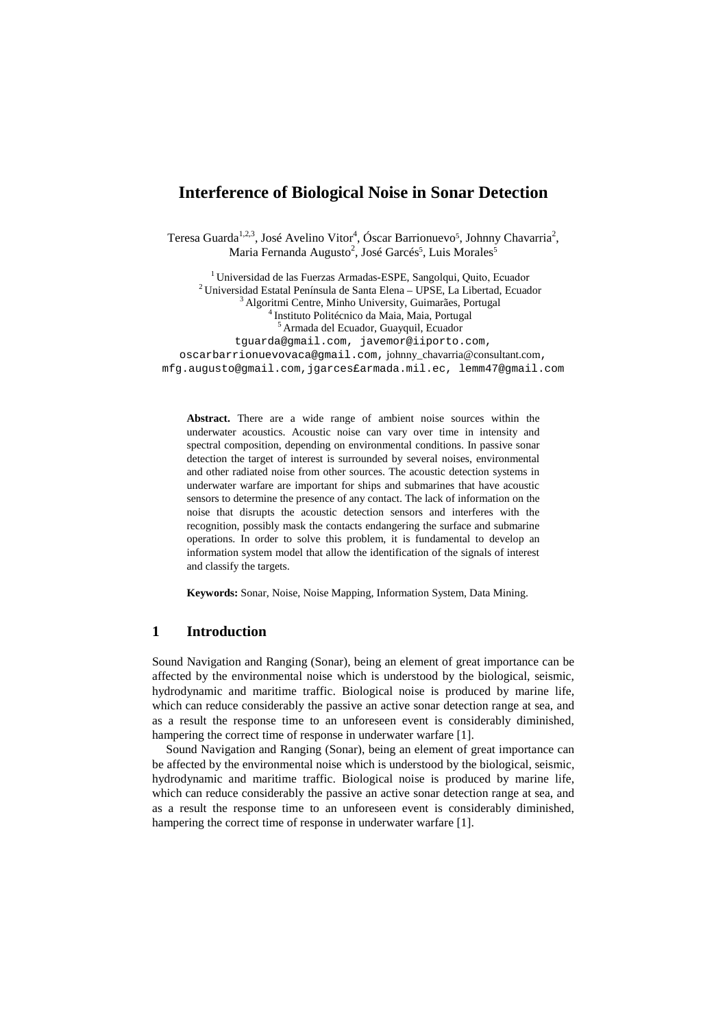# Interference of Biological Noise in Sonar Detection

Teresa Guarda[1,2,3], José Avelino Vitor[4], Óscar Barrionuevo[5], Johnny Chavarria[2], Maria Fernanda Augusto[2], José Garcés[5], Luis Morales[5]

[1] Universidad de las Fuerzas Armadas-ESPE, Sangolqui, Quito, Ecuador
[2] Universidad Estatal Península de Santa Elena – UPSE, La Libertad, Ecuador
[3] Algoritmi Centre, Minho University, Guimarães, Portugal
[4] Instituto Politécnico da Maia, Maia, Portugal
[5] Armada del Ecuador, Guayquil, Ecuador

tguarda@gmail.com, javemor@iiporto.com, oscarbarrionuevovaca@gmail.com, johnny_chavarria@consultant.com, mfg.augusto@gmail.com, jgarces£armada.mil.ec, lemm47@gmail.com

**Abstract.** There are a wide range of ambient noise sources within the underwater acoustics. Acoustic noise can vary over time in intensity and spectral composition, depending on environmental conditions. In passive sonar detection the target of interest is surrounded by several noises, environmental and other radiated noise from other sources. The acoustic detection systems in underwater warfare are important for ships and submarines that have acoustic sensors to determine the presence of any contact. The lack of information on the noise that disrupts the acoustic detection sensors and interferes with the recognition, possibly mask the contacts endangering the surface and submarine operations. In order to solve this problem, it is fundamental to develop an information system model that allow the identification of the signals of interest and classify the targets.

**Keywords:** Sonar, Noise, Noise Mapping, Information System, Data Mining.

## 1 Introduction

Sound Navigation and Ranging (Sonar), being an element of great importance can be affected by the environmental noise which is understood by the biological, seismic, hydrodynamic and maritime traffic. Biological noise is produced by marine life, which can reduce considerably the passive an active sonar detection range at sea, and as a result the response time to an unforeseen event is considerably diminished, hampering the correct time of response in underwater warfare [1].

Sound Navigation and Ranging (Sonar), being an element of great importance can be affected by the environmental noise which is understood by the biological, seismic, hydrodynamic and maritime traffic. Biological noise is produced by marine life, which can reduce considerably the passive an active sonar detection range at sea, and as a result the response time to an unforeseen event is considerably diminished, hampering the correct time of response in underwater warfare [1].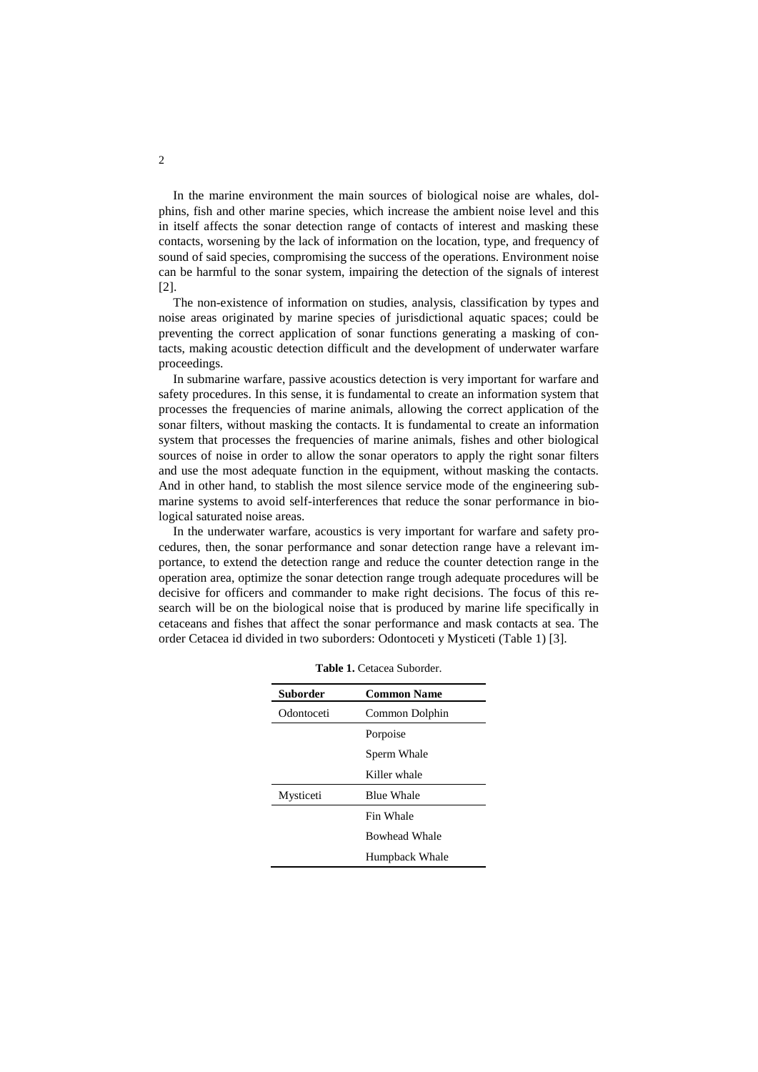In the marine environment the main sources of biological noise are whales, dolphins, fish and other marine species, which increase the ambient noise level and this in itself affects the sonar detection range of contacts of interest and masking these contacts, worsening by the lack of information on the location, type, and frequency of sound of said species, compromising the success of the operations. Environment noise can be harmful to the sonar system, impairing the detection of the signals of interest [2].

The non-existence of information on studies, analysis, classification by types and noise areas originated by marine species of jurisdictional aquatic spaces; could be preventing the correct application of sonar functions generating a masking of contacts, making acoustic detection difficult and the development of underwater warfare proceedings.

In submarine warfare, passive acoustics detection is very important for warfare and safety procedures. In this sense, it is fundamental to create an information system that processes the frequencies of marine animals, allowing the correct application of the sonar filters, without masking the contacts. It is fundamental to create an information system that processes the frequencies of marine animals, fishes and other biological sources of noise in order to allow the sonar operators to apply the right sonar filters and use the most adequate function in the equipment, without masking the contacts. And in other hand, to stablish the most silence service mode of the engineering submarine systems to avoid self-interferences that reduce the sonar performance in biological saturated noise areas.

In the underwater warfare, acoustics is very important for warfare and safety procedures, then, the sonar performance and sonar detection range have a relevant importance, to extend the detection range and reduce the counter detection range in the operation area, optimize the sonar detection range trough adequate procedures will be decisive for officers and commander to make right decisions. The focus of this research will be on the biological noise that is produced by marine life specifically in cetaceans and fishes that affect the sonar performance and mask contacts at sea. The order Cetacea id divided in two suborders: Odontoceti y Mysticeti (Table 1) [3].

**Table 1.** Cetacea Suborder.

| Suborder | Common Name |
|---|---|
| Odontoceti | Common Dolphin |
| | Porpoise |
| | Sperm Whale |
| | Killer whale |
| Mysticeti | Blue Whale |
| | Fin Whale |
| | Bowhead Whale |
| | Humpback Whale |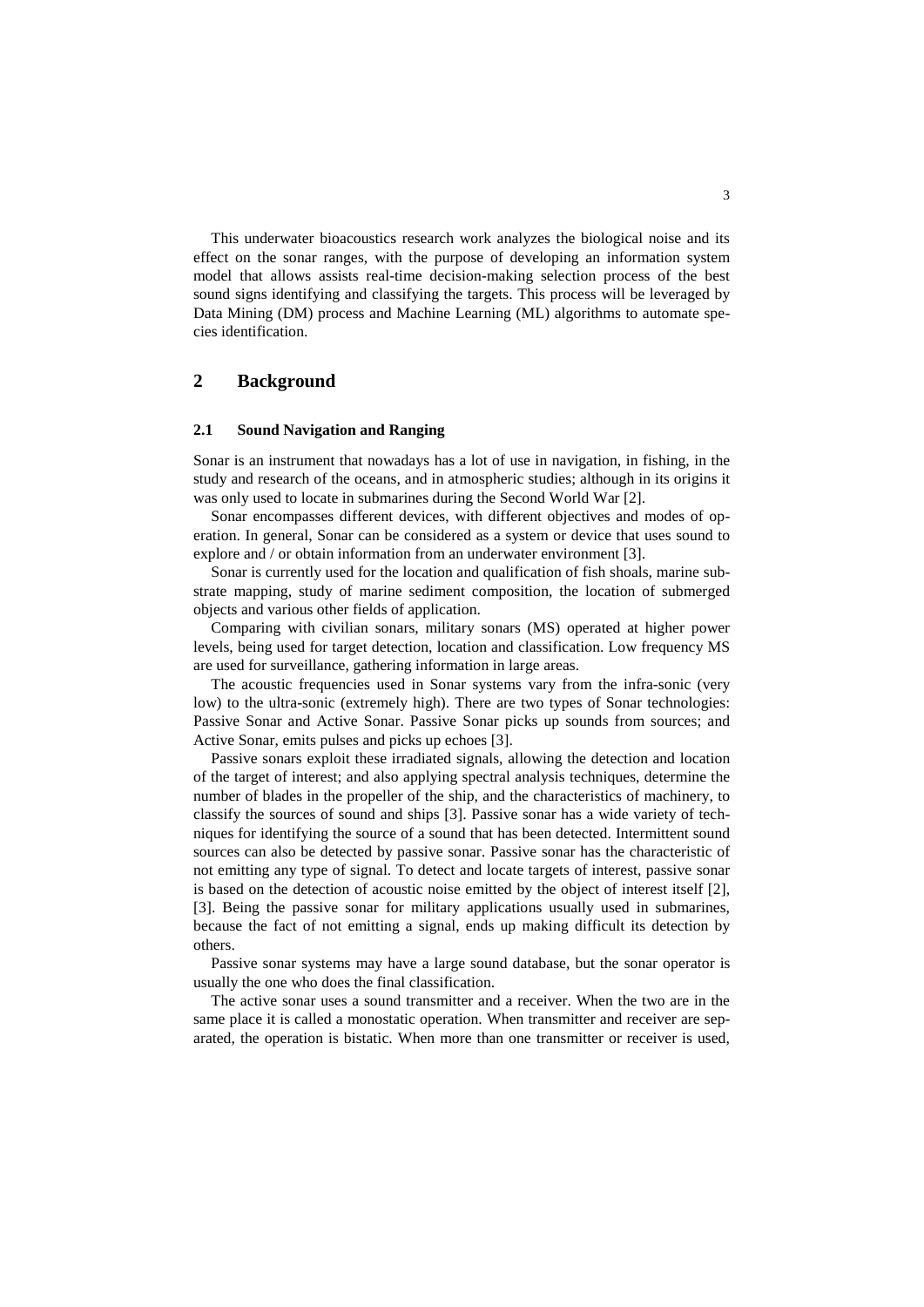This underwater bioacoustics research work analyzes the biological noise and its effect on the sonar ranges, with the purpose of developing an information system model that allows assists real-time decision-making selection process of the best sound signs identifying and classifying the targets. This process will be leveraged by Data Mining (DM) process and Machine Learning (ML) algorithms to automate species identification.

## 2 Background

### 2.1 Sound Navigation and Ranging

Sonar is an instrument that nowadays has a lot of use in navigation, in fishing, in the study and research of the oceans, and in atmospheric studies; although in its origins it was only used to locate in submarines during the Second World War [2].

Sonar encompasses different devices, with different objectives and modes of operation. In general, Sonar can be considered as a system or device that uses sound to explore and / or obtain information from an underwater environment [3].

Sonar is currently used for the location and qualification of fish shoals, marine substrate mapping, study of marine sediment composition, the location of submerged objects and various other fields of application.

Comparing with civilian sonars, military sonars (MS) operated at higher power levels, being used for target detection, location and classification. Low frequency MS are used for surveillance, gathering information in large areas.

The acoustic frequencies used in Sonar systems vary from the infra-sonic (very low) to the ultra-sonic (extremely high). There are two types of Sonar technologies: Passive Sonar and Active Sonar. Passive Sonar picks up sounds from sources; and Active Sonar, emits pulses and picks up echoes [3].

Passive sonars exploit these irradiated signals, allowing the detection and location of the target of interest; and also applying spectral analysis techniques, determine the number of blades in the propeller of the ship, and the characteristics of machinery, to classify the sources of sound and ships [3]. Passive sonar has a wide variety of techniques for identifying the source of a sound that has been detected. Intermittent sound sources can also be detected by passive sonar. Passive sonar has the characteristic of not emitting any type of signal. To detect and locate targets of interest, passive sonar is based on the detection of acoustic noise emitted by the object of interest itself [2], [3]. Being the passive sonar for military applications usually used in submarines, because the fact of not emitting a signal, ends up making difficult its detection by others.

Passive sonar systems may have a large sound database, but the sonar operator is usually the one who does the final classification.

The active sonar uses a sound transmitter and a receiver. When the two are in the same place it is called a monostatic operation. When transmitter and receiver are separated, the operation is bistatic. When more than one transmitter or receiver is used,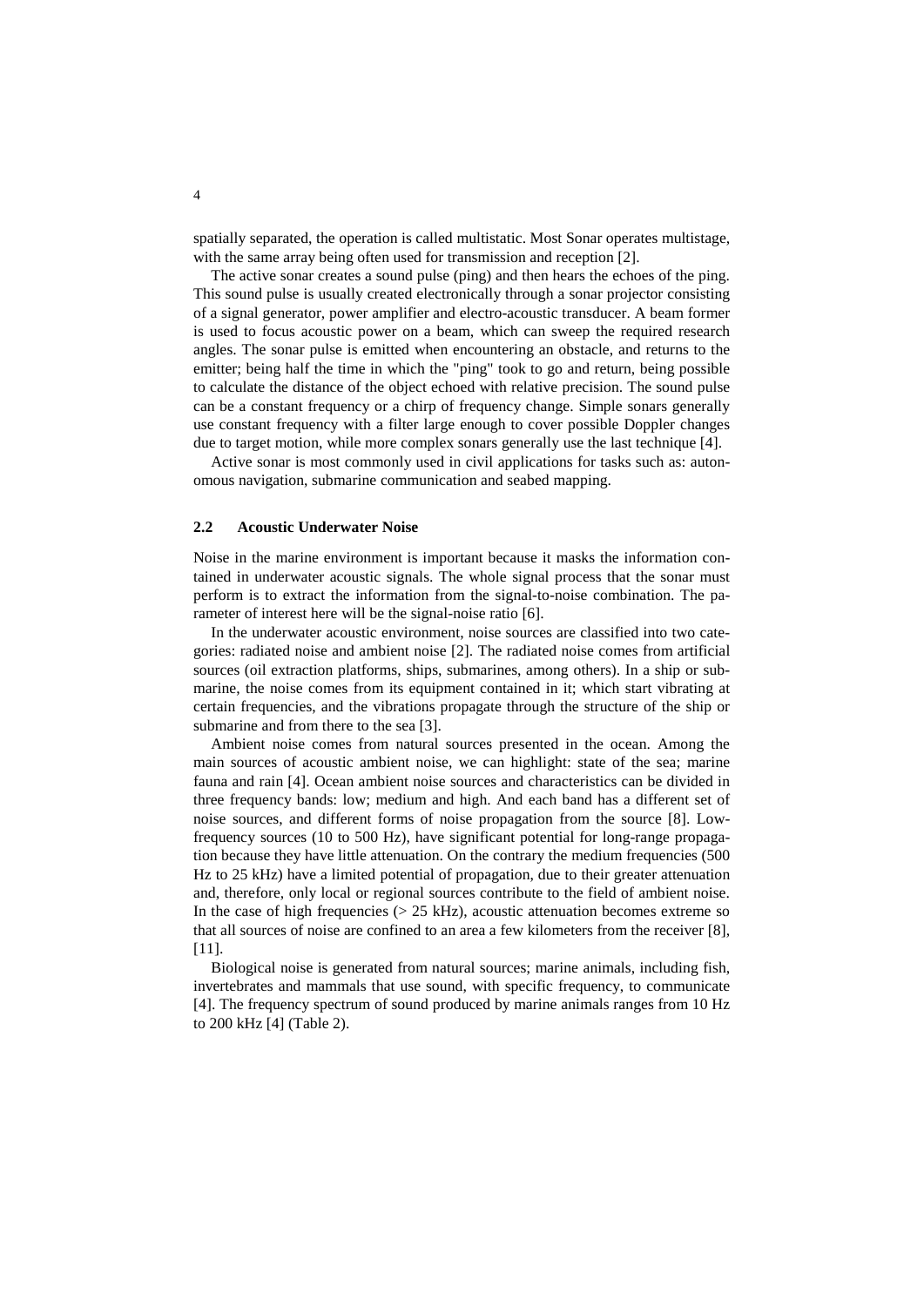spatially separated, the operation is called multistatic. Most Sonar operates multistage, with the same array being often used for transmission and reception [2].

The active sonar creates a sound pulse (ping) and then hears the echoes of the ping. This sound pulse is usually created electronically through a sonar projector consisting of a signal generator, power amplifier and electro-acoustic transducer. A beam former is used to focus acoustic power on a beam, which can sweep the required research angles. The sonar pulse is emitted when encountering an obstacle, and returns to the emitter; being half the time in which the "ping" took to go and return, being possible to calculate the distance of the object echoed with relative precision. The sound pulse can be a constant frequency or a chirp of frequency change. Simple sonars generally use constant frequency with a filter large enough to cover possible Doppler changes due to target motion, while more complex sonars generally use the last technique [4].

Active sonar is most commonly used in civil applications for tasks such as: autonomous navigation, submarine communication and seabed mapping.

### 2.2 Acoustic Underwater Noise

Noise in the marine environment is important because it masks the information contained in underwater acoustic signals. The whole signal process that the sonar must perform is to extract the information from the signal-to-noise combination. The parameter of interest here will be the signal-noise ratio [6].

In the underwater acoustic environment, noise sources are classified into two categories: radiated noise and ambient noise [2]. The radiated noise comes from artificial sources (oil extraction platforms, ships, submarines, among others). In a ship or submarine, the noise comes from its equipment contained in it; which start vibrating at certain frequencies, and the vibrations propagate through the structure of the ship or submarine and from there to the sea [3].

Ambient noise comes from natural sources presented in the ocean. Among the main sources of acoustic ambient noise, we can highlight: state of the sea; marine fauna and rain [4]. Ocean ambient noise sources and characteristics can be divided in three frequency bands: low; medium and high. And each band has a different set of noise sources, and different forms of noise propagation from the source [8]. Low-frequency sources (10 to 500 Hz), have significant potential for long-range propagation because they have little attenuation. On the contrary the medium frequencies (500 Hz to 25 kHz) have a limited potential of propagation, due to their greater attenuation and, therefore, only local or regional sources contribute to the field of ambient noise. In the case of high frequencies (> 25 kHz), acoustic attenuation becomes extreme so that all sources of noise are confined to an area a few kilometers from the receiver [8], [11].

Biological noise is generated from natural sources; marine animals, including fish, invertebrates and mammals that use sound, with specific frequency, to communicate [4]. The frequency spectrum of sound produced by marine animals ranges from 10 Hz to 200 kHz [4] (Table 2).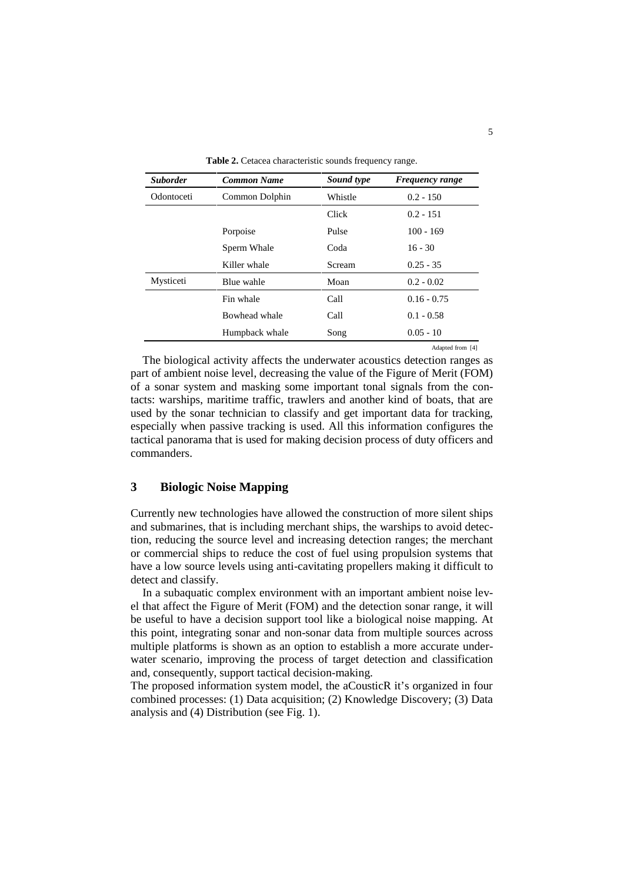**Table 2.** Cetacea characteristic sounds frequency range.

| *Suborder* | *Common Name* | *Sound type* | *Frequency range* |
|---|---|---|---|
| Odontoceti | Common Dolphin | Whistle | 0.2 - 150 |
| | | Click | 0.2 - 151 |
| | Porpoise | Pulse | 100 - 169 |
| | Sperm Whale | Coda | 16 - 30 |
| | Killer whale | Scream | 0.25 - 35 |
| Mysticeti | Blue wahle | Moan | 0.2 - 0.02 |
| | Fin whale | Call | 0.16 - 0.75 |
| | Bowhead whale | Call | 0.1 - 0.58 |
| | Humpback whale | Song | 0.05 - 10 |

Adapted from [4]

The biological activity affects the underwater acoustics detection ranges as part of ambient noise level, decreasing the value of the Figure of Merit (FOM) of a sonar system and masking some important tonal signals from the contacts: warships, maritime traffic, trawlers and another kind of boats, that are used by the sonar technician to classify and get important data for tracking, especially when passive tracking is used. All this information configures the tactical panorama that is used for making decision process of duty officers and commanders.

## 3 Biologic Noise Mapping

Currently new technologies have allowed the construction of more silent ships and submarines, that is including merchant ships, the warships to avoid detection, reducing the source level and increasing detection ranges; the merchant or commercial ships to reduce the cost of fuel using propulsion systems that have a low source levels using anti-cavitating propellers making it difficult to detect and classify.

In a subaquatic complex environment with an important ambient noise level that affect the Figure of Merit (FOM) and the detection sonar range, it will be useful to have a decision support tool like a biological noise mapping. At this point, integrating sonar and non-sonar data from multiple sources across multiple platforms is shown as an option to establish a more accurate underwater scenario, improving the process of target detection and classification and, consequently, support tactical decision-making.

The proposed information system model, the aCousticR it's organized in four combined processes: (1) Data acquisition; (2) Knowledge Discovery; (3) Data analysis and (4) Distribution (see Fig. 1).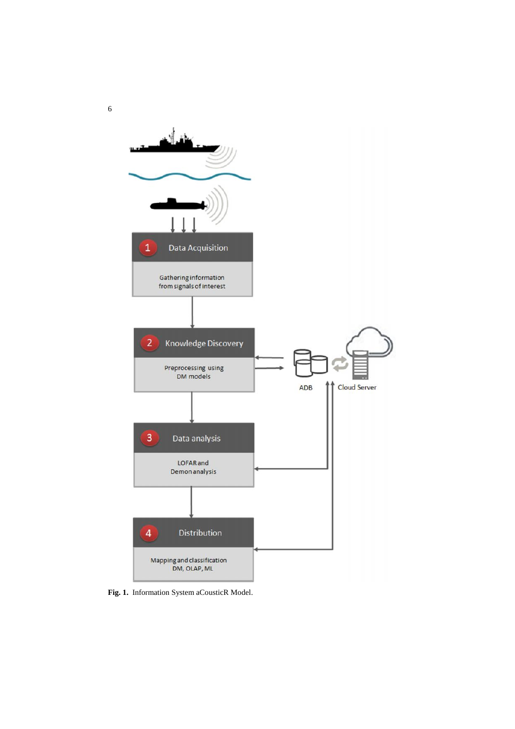Fig. 1. Information System aCousticR Model.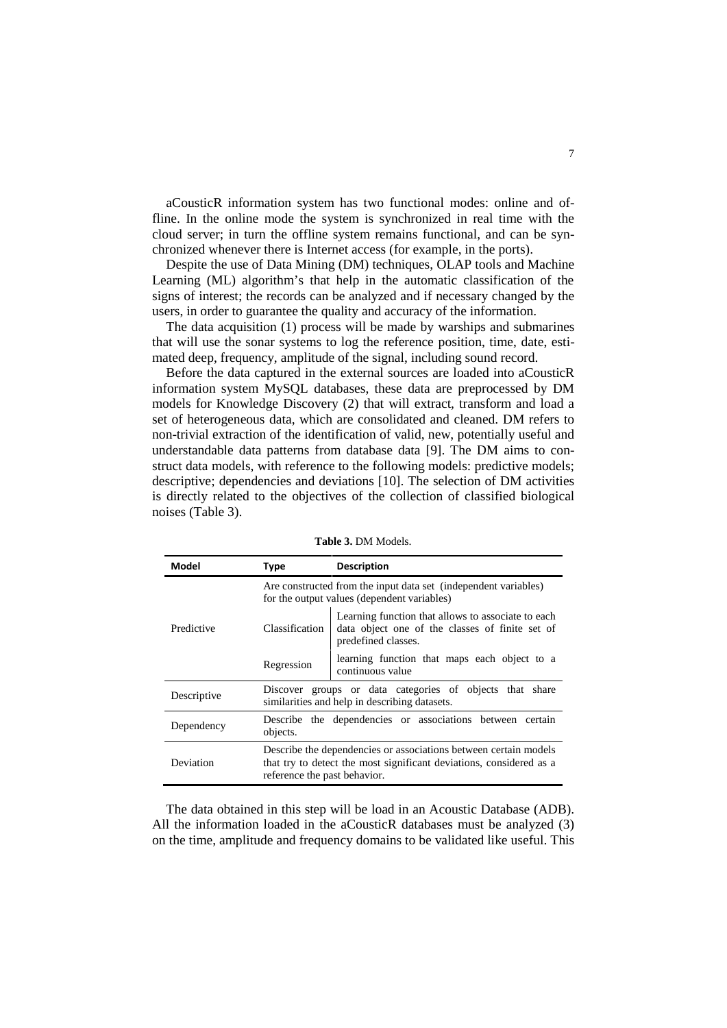aCousticR information system has two functional modes: online and offline. In the online mode the system is synchronized in real time with the cloud server; in turn the offline system remains functional, and can be synchronized whenever there is Internet access (for example, in the ports).

Despite the use of Data Mining (DM) techniques, OLAP tools and Machine Learning (ML) algorithm's that help in the automatic classification of the signs of interest; the records can be analyzed and if necessary changed by the users, in order to guarantee the quality and accuracy of the information.

The data acquisition (1) process will be made by warships and submarines that will use the sonar systems to log the reference position, time, date, estimated deep, frequency, amplitude of the signal, including sound record.

Before the data captured in the external sources are loaded into aCousticR information system MySQL databases, these data are preprocessed by DM models for Knowledge Discovery (2) that will extract, transform and load a set of heterogeneous data, which are consolidated and cleaned. DM refers to non-trivial extraction of the identification of valid, new, potentially useful and understandable data patterns from database data [9]. The DM aims to construct data models, with reference to the following models: predictive models; descriptive; dependencies and deviations [10]. The selection of DM activities is directly related to the objectives of the collection of classified biological noises (Table 3).

**Table 3.** DM Models.

| Model | Type | Description |
|---|---|---|
| Predictive | Are constructed from the input data set (independent variables) for the output values (dependent variables) | |
| | Classification | Learning function that allows to associate to each data object one of the classes of finite set of predefined classes. |
| | Regression | learning function that maps each object to a continuous value |
| Descriptive | Discover groups or data categories of objects that share similarities and help in describing datasets. | |
| Dependency | Describe the dependencies or associations between certain objects. | |
| Deviation | Describe the dependencies or associations between certain models that try to detect the most significant deviations, considered as a reference the past behavior. | |

The data obtained in this step will be load in an Acoustic Database (ADB). All the information loaded in the aCousticR databases must be analyzed (3) on the time, amplitude and frequency domains to be validated like useful. This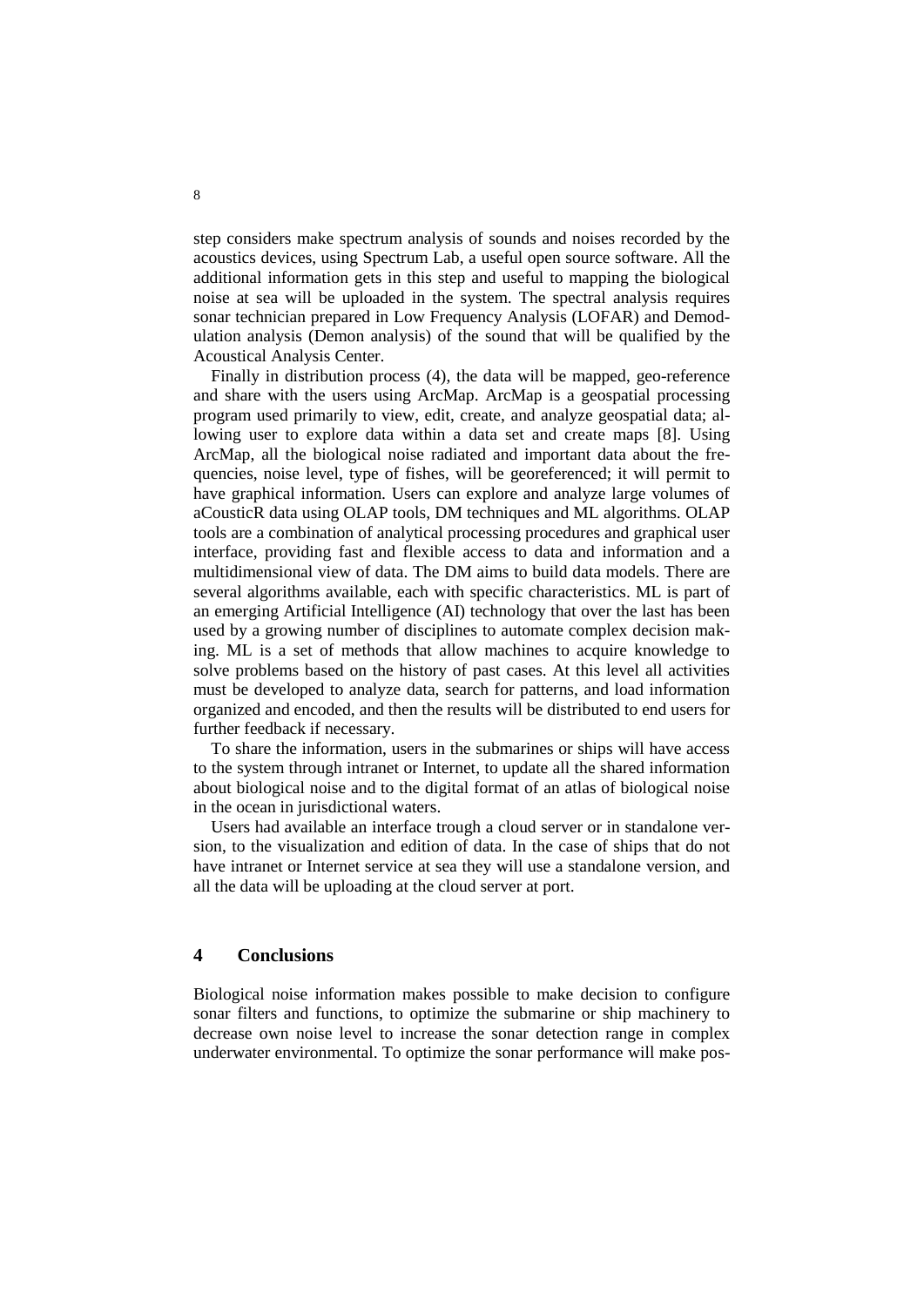step considers make spectrum analysis of sounds and noises recorded by the acoustics devices, using Spectrum Lab, a useful open source software. All the additional information gets in this step and useful to mapping the biological noise at sea will be uploaded in the system. The spectral analysis requires sonar technician prepared in Low Frequency Analysis (LOFAR) and Demodulation analysis (Demon analysis) of the sound that will be qualified by the Acoustical Analysis Center.

Finally in distribution process (4), the data will be mapped, geo-reference and share with the users using ArcMap. ArcMap is a geospatial processing program used primarily to view, edit, create, and analyze geospatial data; allowing user to explore data within a data set and create maps [8]. Using ArcMap, all the biological noise radiated and important data about the frequencies, noise level, type of fishes, will be georeferenced; it will permit to have graphical information. Users can explore and analyze large volumes of aCousticR data using OLAP tools, DM techniques and ML algorithms. OLAP tools are a combination of analytical processing procedures and graphical user interface, providing fast and flexible access to data and information and a multidimensional view of data. The DM aims to build data models. There are several algorithms available, each with specific characteristics. ML is part of an emerging Artificial Intelligence (AI) technology that over the last has been used by a growing number of disciplines to automate complex decision making. ML is a set of methods that allow machines to acquire knowledge to solve problems based on the history of past cases. At this level all activities must be developed to analyze data, search for patterns, and load information organized and encoded, and then the results will be distributed to end users for further feedback if necessary.

To share the information, users in the submarines or ships will have access to the system through intranet or Internet, to update all the shared information about biological noise and to the digital format of an atlas of biological noise in the ocean in jurisdictional waters.

Users had available an interface trough a cloud server or in standalone version, to the visualization and edition of data. In the case of ships that do not have intranet or Internet service at sea they will use a standalone version, and all the data will be uploading at the cloud server at port.

## 4 Conclusions

Biological noise information makes possible to make decision to configure sonar filters and functions, to optimize the submarine or ship machinery to decrease own noise level to increase the sonar detection range in complex underwater environmental. To optimize the sonar performance will make pos-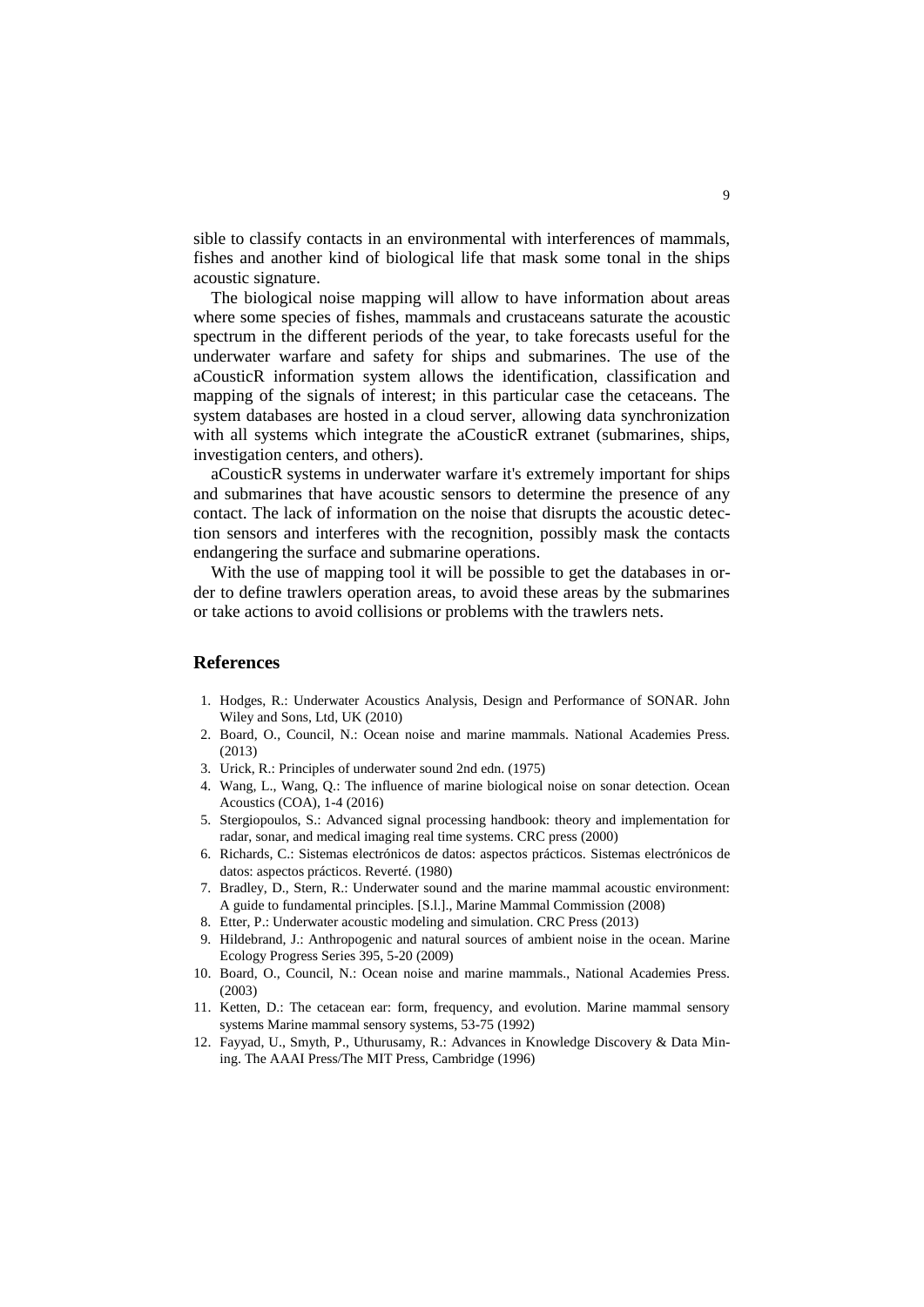sible to classify contacts in an environmental with interferences of mammals, fishes and another kind of biological life that mask some tonal in the ships acoustic signature.

The biological noise mapping will allow to have information about areas where some species of fishes, mammals and crustaceans saturate the acoustic spectrum in the different periods of the year, to take forecasts useful for the underwater warfare and safety for ships and submarines. The use of the aCousticR information system allows the identification, classification and mapping of the signals of interest; in this particular case the cetaceans. The system databases are hosted in a cloud server, allowing data synchronization with all systems which integrate the aCousticR extranet (submarines, ships, investigation centers, and others).

aCousticR systems in underwater warfare it's extremely important for ships and submarines that have acoustic sensors to determine the presence of any contact. The lack of information on the noise that disrupts the acoustic detection sensors and interferes with the recognition, possibly mask the contacts endangering the surface and submarine operations.

With the use of mapping tool it will be possible to get the databases in order to define trawlers operation areas, to avoid these areas by the submarines or take actions to avoid collisions or problems with the trawlers nets.

## References

1. Hodges, R.: Underwater Acoustics Analysis, Design and Performance of SONAR. John Wiley and Sons, Ltd, UK (2010)
2. Board, O., Council, N.: Ocean noise and marine mammals. National Academies Press. (2013)
3. Urick, R.: Principles of underwater sound 2nd edn. (1975)
4. Wang, L., Wang, Q.: The influence of marine biological noise on sonar detection. Ocean Acoustics (COA), 1-4 (2016)
5. Stergiopoulos, S.: Advanced signal processing handbook: theory and implementation for radar, sonar, and medical imaging real time systems. CRC press (2000)
6. Richards, C.: Sistemas electrónicos de datos: aspectos prácticos. Sistemas electrónicos de datos: aspectos prácticos. Reverté. (1980)
7. Bradley, D., Stern, R.: Underwater sound and the marine mammal acoustic environment: A guide to fundamental principles. [S.l.]., Marine Mammal Commission (2008)
8. Etter, P.: Underwater acoustic modeling and simulation. CRC Press (2013)
9. Hildebrand, J.: Anthropogenic and natural sources of ambient noise in the ocean. Marine Ecology Progress Series 395, 5-20 (2009)
10. Board, O., Council, N.: Ocean noise and marine mammals., National Academies Press. (2003)
11. Ketten, D.: The cetacean ear: form, frequency, and evolution. Marine mammal sensory systems Marine mammal sensory systems, 53-75 (1992)
12. Fayyad, U., Smyth, P., Uthurusamy, R.: Advances in Knowledge Discovery & Data Mining. The AAAI Press/The MIT Press, Cambridge (1996)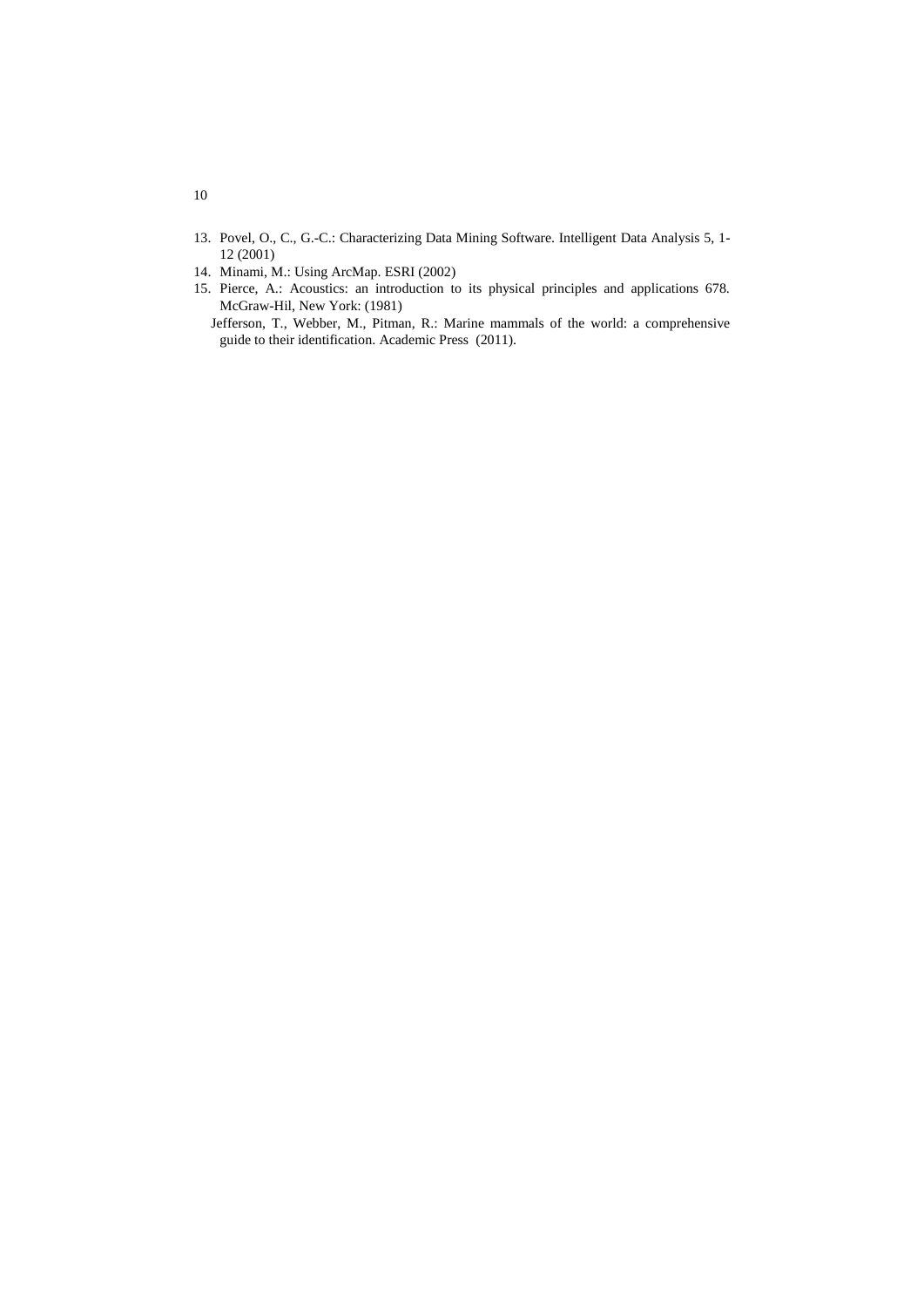13. Povel, O., C., G.-C.: Characterizing Data Mining Software. Intelligent Data Analysis 5, 1-12 (2001)
14. Minami, M.: Using ArcMap. ESRI (2002)
15. Pierce, A.: Acoustics: an introduction to its physical principles and applications 678. McGraw-Hil, New York: (1981)

Jefferson, T., Webber, M., Pitman, R.: Marine mammals of the world: a comprehensive guide to their identification. Academic Press (2011).